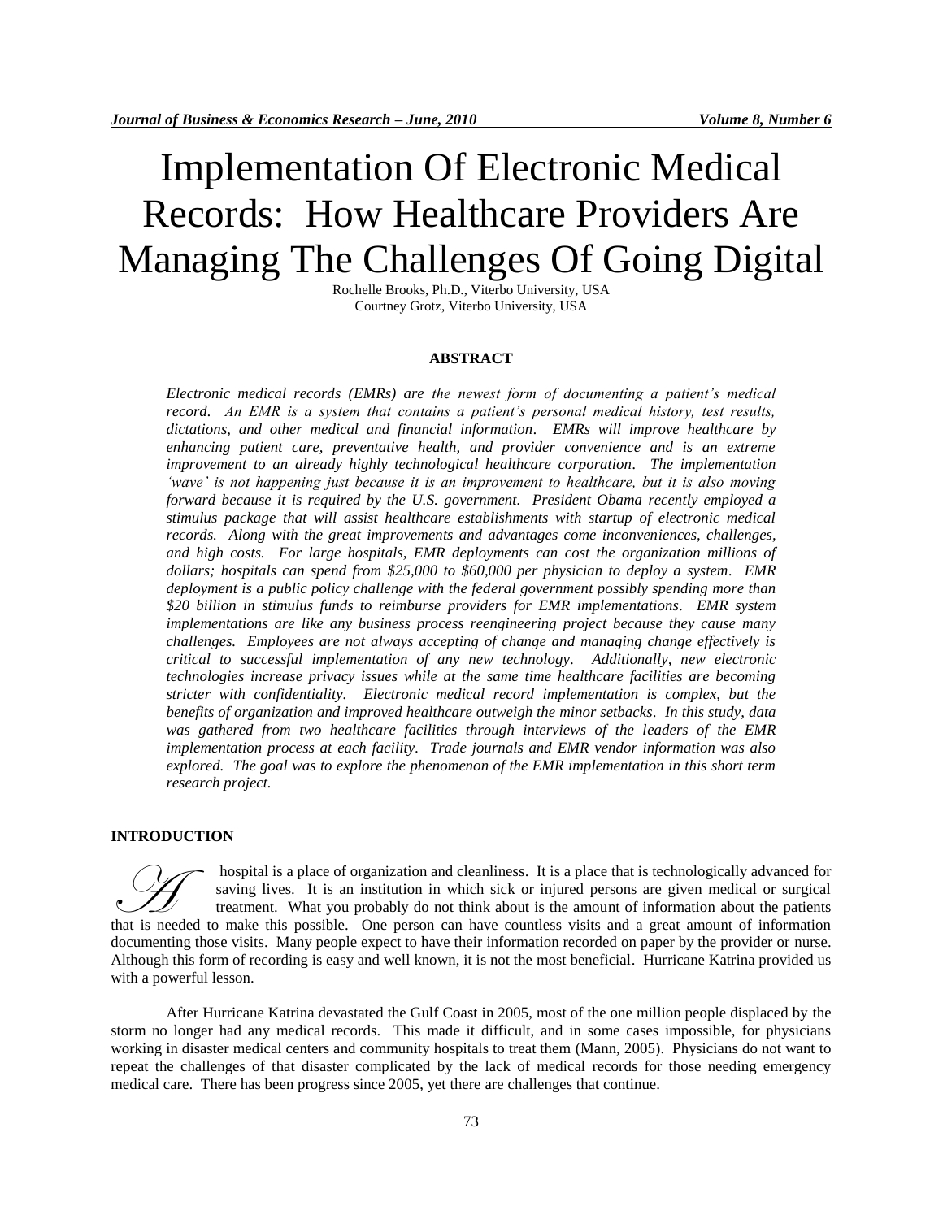# Implementation Of Electronic Medical Records: How Healthcare Providers Are Managing The Challenges Of Going Digital

Rochelle Brooks, Ph.D., Viterbo University, USA
Courtney Grotz, Viterbo University, USA

## ABSTRACT

*Electronic medical records (EMRs) are the newest form of documenting a patient's medical record. An EMR is a system that contains a patient's personal medical history, test results, dictations, and other medical and financial information. EMRs will improve healthcare by enhancing patient care, preventative health, and provider convenience and is an extreme improvement to an already highly technological healthcare corporation. The implementation 'wave' is not happening just because it is an improvement to healthcare, but it is also moving forward because it is required by the U.S. government. President Obama recently employed a stimulus package that will assist healthcare establishments with startup of electronic medical records. Along with the great improvements and advantages come inconveniences, challenges, and high costs. For large hospitals, EMR deployments can cost the organization millions of dollars; hospitals can spend from $25,000 to $60,000 per physician to deploy a system. EMR deployment is a public policy challenge with the federal government possibly spending more than $20 billion in stimulus funds to reimburse providers for EMR implementations. EMR system implementations are like any business process reengineering project because they cause many challenges. Employees are not always accepting of change and managing change effectively is critical to successful implementation of any new technology. Additionally, new electronic technologies increase privacy issues while at the same time healthcare facilities are becoming stricter with confidentiality. Electronic medical record implementation is complex, but the benefits of organization and improved healthcare outweigh the minor setbacks. In this study, data was gathered from two healthcare facilities through interviews of the leaders of the EMR implementation process at each facility. Trade journals and EMR vendor information was also explored. The goal was to explore the phenomenon of the EMR implementation in this short term research project.*

## INTRODUCTION

A hospital is a place of organization and cleanliness. It is a place that is technologically advanced for saving lives. It is an institution in which sick or injured persons are given medical or surgical treatment. What you probably do not think about is the amount of information about the patients that is needed to make this possible. One person can have countless visits and a great amount of information documenting those visits. Many people expect to have their information recorded on paper by the provider or nurse. Although this form of recording is easy and well known, it is not the most beneficial. Hurricane Katrina provided us with a powerful lesson.

After Hurricane Katrina devastated the Gulf Coast in 2005, most of the one million people displaced by the storm no longer had any medical records. This made it difficult, and in some cases impossible, for physicians working in disaster medical centers and community hospitals to treat them (Mann, 2005). Physicians do not want to repeat the challenges of that disaster complicated by the lack of medical records for those needing emergency medical care. There has been progress since 2005, yet there are challenges that continue.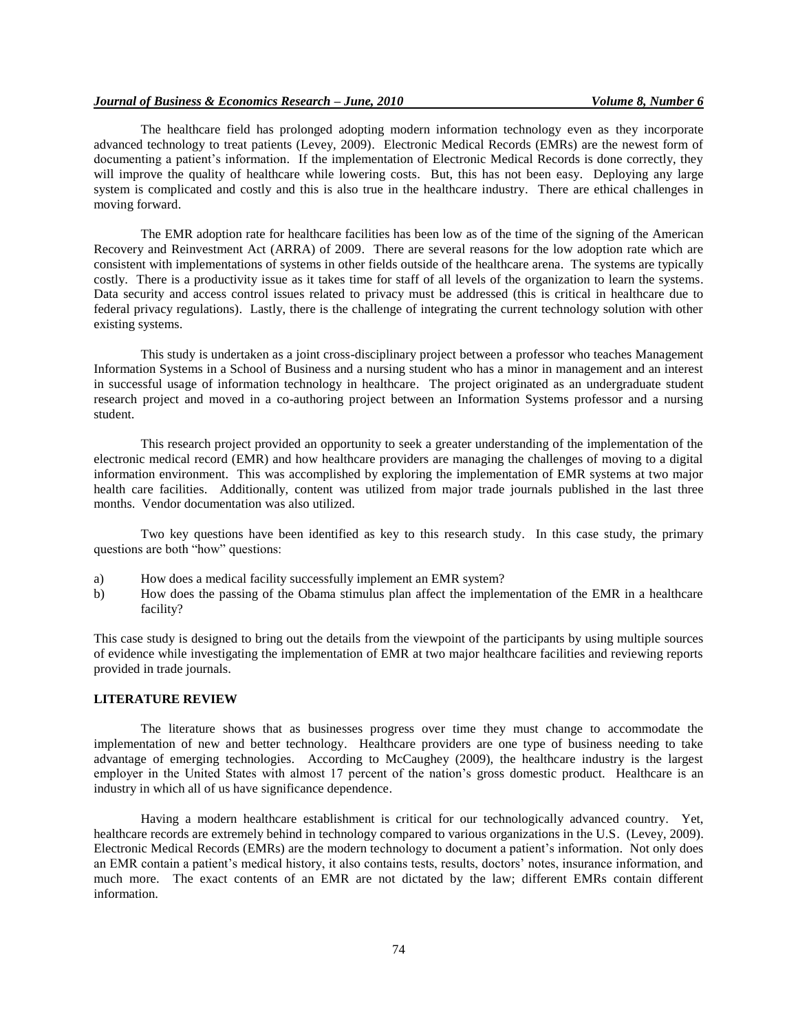The healthcare field has prolonged adopting modern information technology even as they incorporate advanced technology to treat patients (Levey, 2009). Electronic Medical Records (EMRs) are the newest form of documenting a patient's information. If the implementation of Electronic Medical Records is done correctly, they will improve the quality of healthcare while lowering costs. But, this has not been easy. Deploying any large system is complicated and costly and this is also true in the healthcare industry. There are ethical challenges in moving forward.

The EMR adoption rate for healthcare facilities has been low as of the time of the signing of the American Recovery and Reinvestment Act (ARRA) of 2009. There are several reasons for the low adoption rate which are consistent with implementations of systems in other fields outside of the healthcare arena. The systems are typically costly. There is a productivity issue as it takes time for staff of all levels of the organization to learn the systems. Data security and access control issues related to privacy must be addressed (this is critical in healthcare due to federal privacy regulations). Lastly, there is the challenge of integrating the current technology solution with other existing systems.

This study is undertaken as a joint cross-disciplinary project between a professor who teaches Management Information Systems in a School of Business and a nursing student who has a minor in management and an interest in successful usage of information technology in healthcare. The project originated as an undergraduate student research project and moved in a co-authoring project between an Information Systems professor and a nursing student.

This research project provided an opportunity to seek a greater understanding of the implementation of the electronic medical record (EMR) and how healthcare providers are managing the challenges of moving to a digital information environment. This was accomplished by exploring the implementation of EMR systems at two major health care facilities. Additionally, content was utilized from major trade journals published in the last three months. Vendor documentation was also utilized.

Two key questions have been identified as key to this research study. In this case study, the primary questions are both "how" questions:

a) How does a medical facility successfully implement an EMR system?
b) How does the passing of the Obama stimulus plan affect the implementation of the EMR in a healthcare facility?

This case study is designed to bring out the details from the viewpoint of the participants by using multiple sources of evidence while investigating the implementation of EMR at two major healthcare facilities and reviewing reports provided in trade journals.

## LITERATURE REVIEW

The literature shows that as businesses progress over time they must change to accommodate the implementation of new and better technology. Healthcare providers are one type of business needing to take advantage of emerging technologies. According to McCaughey (2009), the healthcare industry is the largest employer in the United States with almost 17 percent of the nation's gross domestic product. Healthcare is an industry in which all of us have significance dependence.

Having a modern healthcare establishment is critical for our technologically advanced country. Yet, healthcare records are extremely behind in technology compared to various organizations in the U.S. (Levey, 2009). Electronic Medical Records (EMRs) are the modern technology to document a patient's information. Not only does an EMR contain a patient's medical history, it also contains tests, results, doctors' notes, insurance information, and much more. The exact contents of an EMR are not dictated by the law; different EMRs contain different information.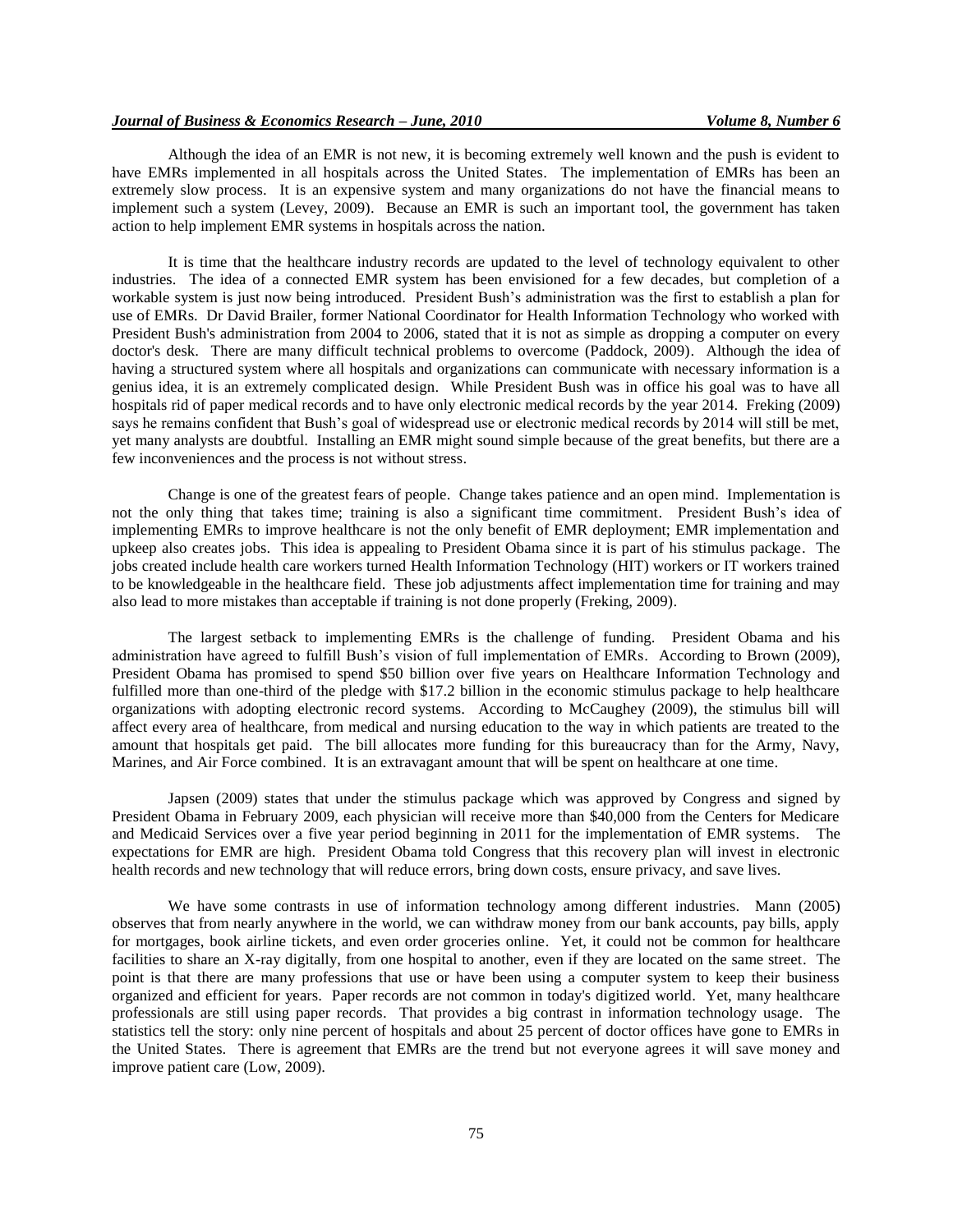Although the idea of an EMR is not new, it is becoming extremely well known and the push is evident to have EMRs implemented in all hospitals across the United States. The implementation of EMRs has been an extremely slow process. It is an expensive system and many organizations do not have the financial means to implement such a system (Levey, 2009). Because an EMR is such an important tool, the government has taken action to help implement EMR systems in hospitals across the nation.

It is time that the healthcare industry records are updated to the level of technology equivalent to other industries. The idea of a connected EMR system has been envisioned for a few decades, but completion of a workable system is just now being introduced. President Bush's administration was the first to establish a plan for use of EMRs. Dr David Brailer, former National Coordinator for Health Information Technology who worked with President Bush's administration from 2004 to 2006, stated that it is not as simple as dropping a computer on every doctor's desk. There are many difficult technical problems to overcome (Paddock, 2009). Although the idea of having a structured system where all hospitals and organizations can communicate with necessary information is a genius idea, it is an extremely complicated design. While President Bush was in office his goal was to have all hospitals rid of paper medical records and to have only electronic medical records by the year 2014. Freking (2009) says he remains confident that Bush's goal of widespread use or electronic medical records by 2014 will still be met, yet many analysts are doubtful. Installing an EMR might sound simple because of the great benefits, but there are a few inconveniences and the process is not without stress.

Change is one of the greatest fears of people. Change takes patience and an open mind. Implementation is not the only thing that takes time; training is also a significant time commitment. President Bush's idea of implementing EMRs to improve healthcare is not the only benefit of EMR deployment; EMR implementation and upkeep also creates jobs. This idea is appealing to President Obama since it is part of his stimulus package. The jobs created include health care workers turned Health Information Technology (HIT) workers or IT workers trained to be knowledgeable in the healthcare field. These job adjustments affect implementation time for training and may also lead to more mistakes than acceptable if training is not done properly (Freking, 2009).

The largest setback to implementing EMRs is the challenge of funding. President Obama and his administration have agreed to fulfill Bush's vision of full implementation of EMRs. According to Brown (2009), President Obama has promised to spend $50 billion over five years on Healthcare Information Technology and fulfilled more than one-third of the pledge with $17.2 billion in the economic stimulus package to help healthcare organizations with adopting electronic record systems. According to McCaughey (2009), the stimulus bill will affect every area of healthcare, from medical and nursing education to the way in which patients are treated to the amount that hospitals get paid. The bill allocates more funding for this bureaucracy than for the Army, Navy, Marines, and Air Force combined. It is an extravagant amount that will be spent on healthcare at one time.

Japsen (2009) states that under the stimulus package which was approved by Congress and signed by President Obama in February 2009, each physician will receive more than $40,000 from the Centers for Medicare and Medicaid Services over a five year period beginning in 2011 for the implementation of EMR systems. The expectations for EMR are high. President Obama told Congress that this recovery plan will invest in electronic health records and new technology that will reduce errors, bring down costs, ensure privacy, and save lives.

We have some contrasts in use of information technology among different industries. Mann (2005) observes that from nearly anywhere in the world, we can withdraw money from our bank accounts, pay bills, apply for mortgages, book airline tickets, and even order groceries online. Yet, it could not be common for healthcare facilities to share an X-ray digitally, from one hospital to another, even if they are located on the same street. The point is that there are many professions that use or have been using a computer system to keep their business organized and efficient for years. Paper records are not common in today's digitized world. Yet, many healthcare professionals are still using paper records. That provides a big contrast in information technology usage. The statistics tell the story: only nine percent of hospitals and about 25 percent of doctor offices have gone to EMRs in the United States. There is agreement that EMRs are the trend but not everyone agrees it will save money and improve patient care (Low, 2009).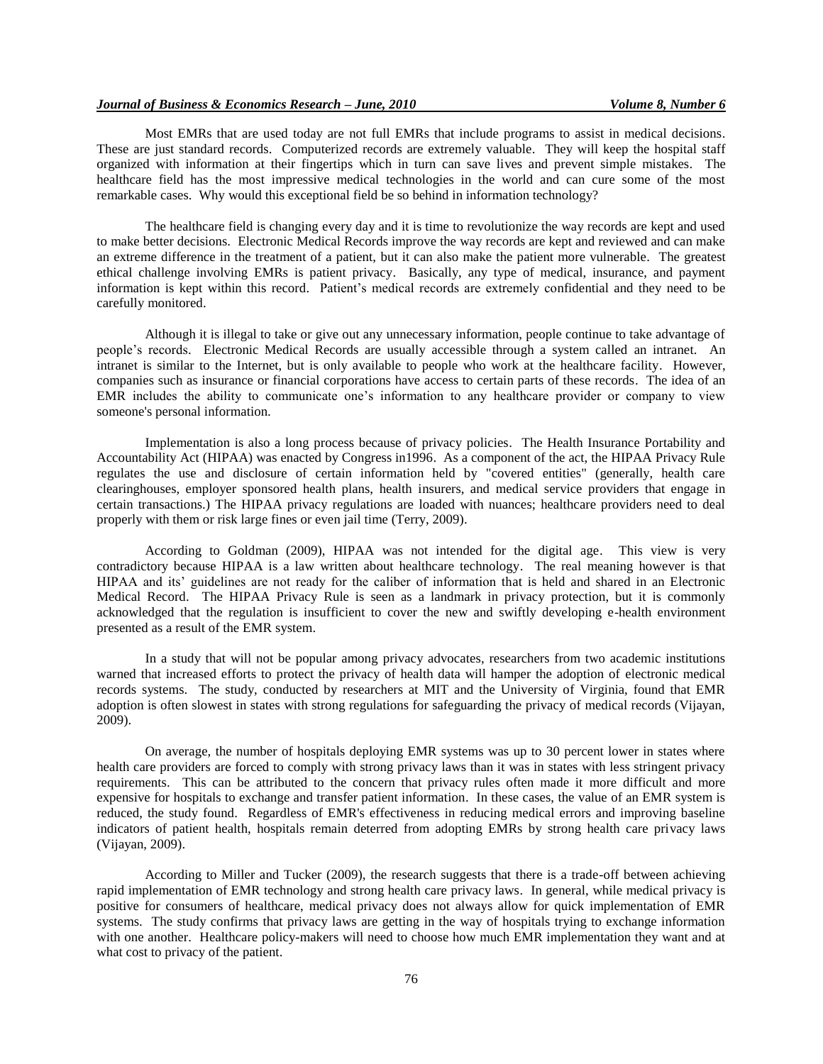Most EMRs that are used today are not full EMRs that include programs to assist in medical decisions. These are just standard records. Computerized records are extremely valuable. They will keep the hospital staff organized with information at their fingertips which in turn can save lives and prevent simple mistakes. The healthcare field has the most impressive medical technologies in the world and can cure some of the most remarkable cases. Why would this exceptional field be so behind in information technology?

The healthcare field is changing every day and it is time to revolutionize the way records are kept and used to make better decisions. Electronic Medical Records improve the way records are kept and reviewed and can make an extreme difference in the treatment of a patient, but it can also make the patient more vulnerable. The greatest ethical challenge involving EMRs is patient privacy. Basically, any type of medical, insurance, and payment information is kept within this record. Patient's medical records are extremely confidential and they need to be carefully monitored.

Although it is illegal to take or give out any unnecessary information, people continue to take advantage of people's records. Electronic Medical Records are usually accessible through a system called an intranet. An intranet is similar to the Internet, but is only available to people who work at the healthcare facility. However, companies such as insurance or financial corporations have access to certain parts of these records. The idea of an EMR includes the ability to communicate one's information to any healthcare provider or company to view someone's personal information.

Implementation is also a long process because of privacy policies. The Health Insurance Portability and Accountability Act (HIPAA) was enacted by Congress in1996. As a component of the act, the HIPAA Privacy Rule regulates the use and disclosure of certain information held by "covered entities" (generally, health care clearinghouses, employer sponsored health plans, health insurers, and medical service providers that engage in certain transactions.) The HIPAA privacy regulations are loaded with nuances; healthcare providers need to deal properly with them or risk large fines or even jail time (Terry, 2009).

According to Goldman (2009), HIPAA was not intended for the digital age. This view is very contradictory because HIPAA is a law written about healthcare technology. The real meaning however is that HIPAA and its' guidelines are not ready for the caliber of information that is held and shared in an Electronic Medical Record. The HIPAA Privacy Rule is seen as a landmark in privacy protection, but it is commonly acknowledged that the regulation is insufficient to cover the new and swiftly developing e-health environment presented as a result of the EMR system.

In a study that will not be popular among privacy advocates, researchers from two academic institutions warned that increased efforts to protect the privacy of health data will hamper the adoption of electronic medical records systems. The study, conducted by researchers at MIT and the University of Virginia, found that EMR adoption is often slowest in states with strong regulations for safeguarding the privacy of medical records (Vijayan, 2009).

On average, the number of hospitals deploying EMR systems was up to 30 percent lower in states where health care providers are forced to comply with strong privacy laws than it was in states with less stringent privacy requirements. This can be attributed to the concern that privacy rules often made it more difficult and more expensive for hospitals to exchange and transfer patient information. In these cases, the value of an EMR system is reduced, the study found. Regardless of EMR's effectiveness in reducing medical errors and improving baseline indicators of patient health, hospitals remain deterred from adopting EMRs by strong health care privacy laws (Vijayan, 2009).

According to Miller and Tucker (2009), the research suggests that there is a trade-off between achieving rapid implementation of EMR technology and strong health care privacy laws. In general, while medical privacy is positive for consumers of healthcare, medical privacy does not always allow for quick implementation of EMR systems. The study confirms that privacy laws are getting in the way of hospitals trying to exchange information with one another. Healthcare policy-makers will need to choose how much EMR implementation they want and at what cost to privacy of the patient.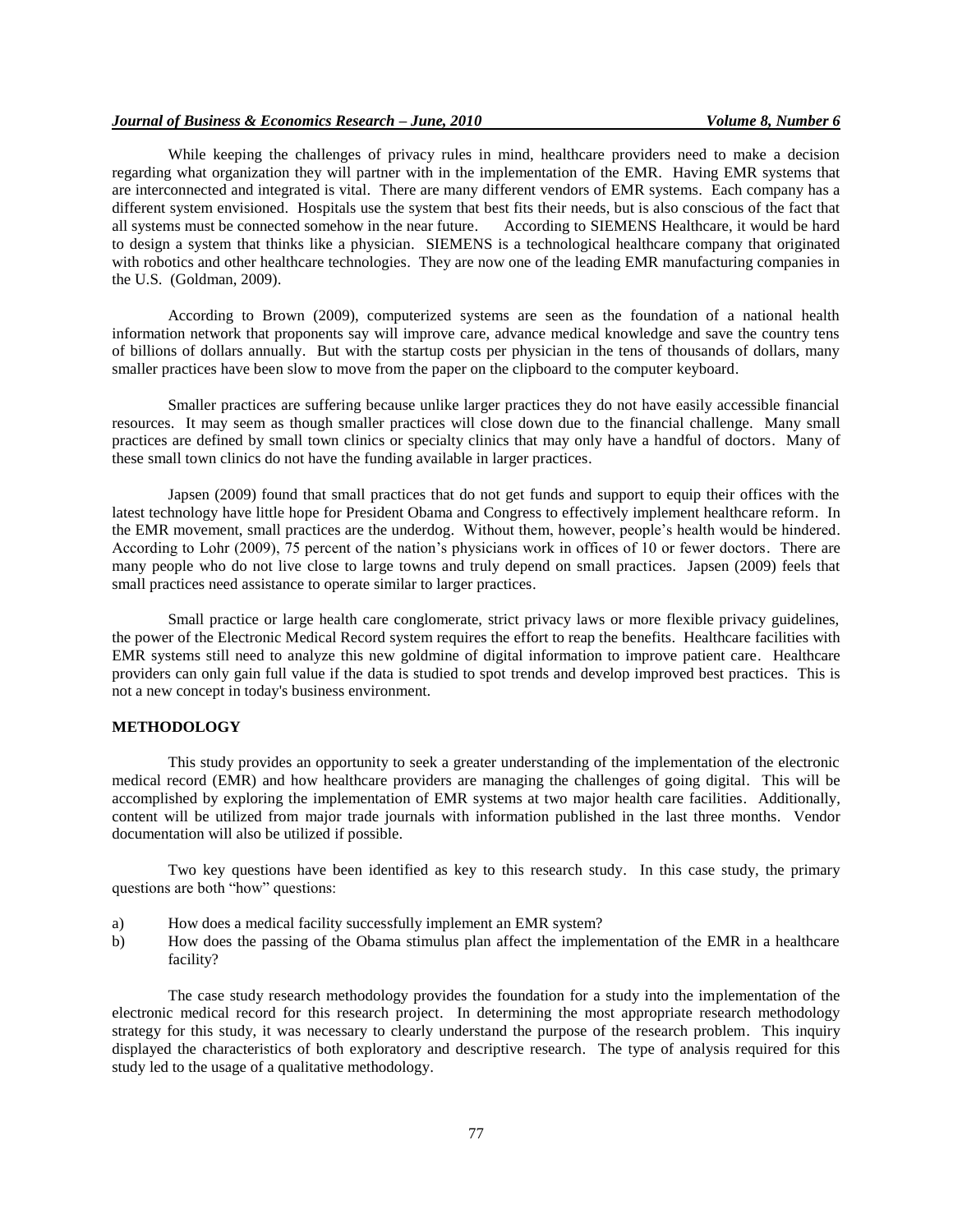While keeping the challenges of privacy rules in mind, healthcare providers need to make a decision regarding what organization they will partner with in the implementation of the EMR. Having EMR systems that are interconnected and integrated is vital. There are many different vendors of EMR systems. Each company has a different system envisioned. Hospitals use the system that best fits their needs, but is also conscious of the fact that all systems must be connected somehow in the near future. According to SIEMENS Healthcare, it would be hard to design a system that thinks like a physician. SIEMENS is a technological healthcare company that originated with robotics and other healthcare technologies. They are now one of the leading EMR manufacturing companies in the U.S. (Goldman, 2009).

According to Brown (2009), computerized systems are seen as the foundation of a national health information network that proponents say will improve care, advance medical knowledge and save the country tens of billions of dollars annually. But with the startup costs per physician in the tens of thousands of dollars, many smaller practices have been slow to move from the paper on the clipboard to the computer keyboard.

Smaller practices are suffering because unlike larger practices they do not have easily accessible financial resources. It may seem as though smaller practices will close down due to the financial challenge. Many small practices are defined by small town clinics or specialty clinics that may only have a handful of doctors. Many of these small town clinics do not have the funding available in larger practices.

Japsen (2009) found that small practices that do not get funds and support to equip their offices with the latest technology have little hope for President Obama and Congress to effectively implement healthcare reform. In the EMR movement, small practices are the underdog. Without them, however, people's health would be hindered. According to Lohr (2009), 75 percent of the nation's physicians work in offices of 10 or fewer doctors. There are many people who do not live close to large towns and truly depend on small practices. Japsen (2009) feels that small practices need assistance to operate similar to larger practices.

Small practice or large health care conglomerate, strict privacy laws or more flexible privacy guidelines, the power of the Electronic Medical Record system requires the effort to reap the benefits. Healthcare facilities with EMR systems still need to analyze this new goldmine of digital information to improve patient care. Healthcare providers can only gain full value if the data is studied to spot trends and develop improved best practices. This is not a new concept in today's business environment.

## METHODOLOGY

This study provides an opportunity to seek a greater understanding of the implementation of the electronic medical record (EMR) and how healthcare providers are managing the challenges of going digital. This will be accomplished by exploring the implementation of EMR systems at two major health care facilities. Additionally, content will be utilized from major trade journals with information published in the last three months. Vendor documentation will also be utilized if possible.

Two key questions have been identified as key to this research study. In this case study, the primary questions are both "how" questions:

a) How does a medical facility successfully implement an EMR system?
b) How does the passing of the Obama stimulus plan affect the implementation of the EMR in a healthcare facility?

The case study research methodology provides the foundation for a study into the implementation of the electronic medical record for this research project. In determining the most appropriate research methodology strategy for this study, it was necessary to clearly understand the purpose of the research problem. This inquiry displayed the characteristics of both exploratory and descriptive research. The type of analysis required for this study led to the usage of a qualitative methodology.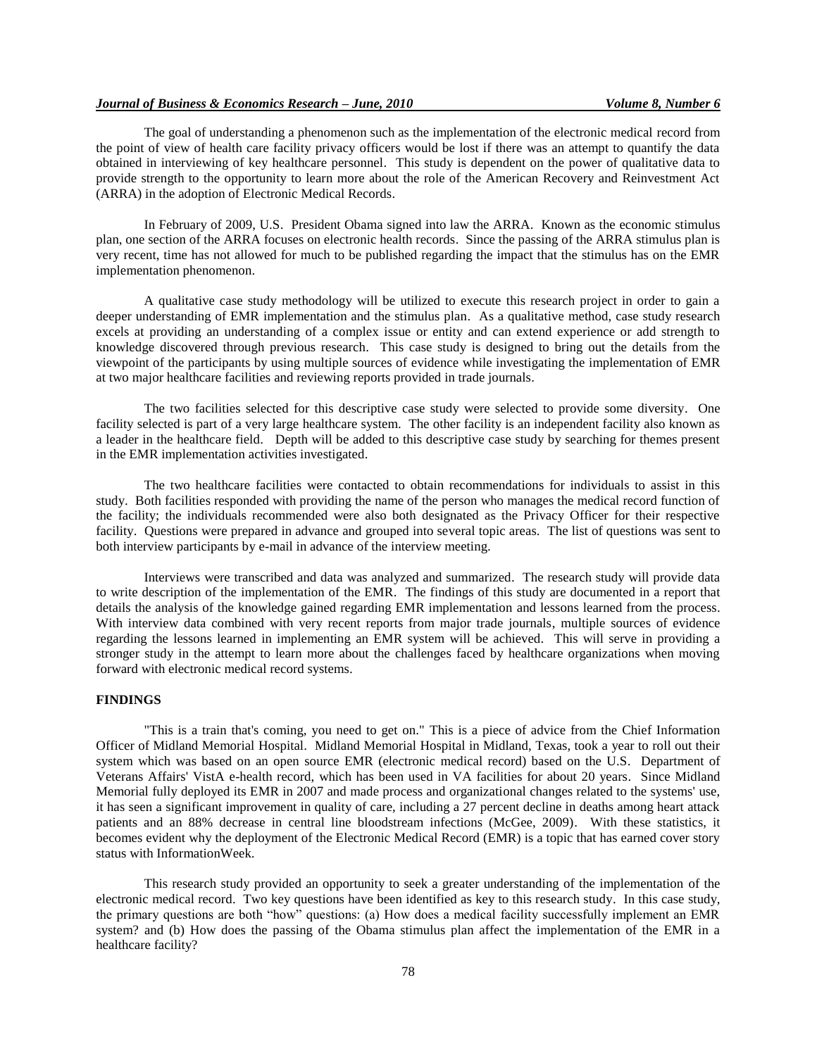The goal of understanding a phenomenon such as the implementation of the electronic medical record from the point of view of health care facility privacy officers would be lost if there was an attempt to quantify the data obtained in interviewing of key healthcare personnel. This study is dependent on the power of qualitative data to provide strength to the opportunity to learn more about the role of the American Recovery and Reinvestment Act (ARRA) in the adoption of Electronic Medical Records.

In February of 2009, U.S. President Obama signed into law the ARRA. Known as the economic stimulus plan, one section of the ARRA focuses on electronic health records. Since the passing of the ARRA stimulus plan is very recent, time has not allowed for much to be published regarding the impact that the stimulus has on the EMR implementation phenomenon.

A qualitative case study methodology will be utilized to execute this research project in order to gain a deeper understanding of EMR implementation and the stimulus plan. As a qualitative method, case study research excels at providing an understanding of a complex issue or entity and can extend experience or add strength to knowledge discovered through previous research. This case study is designed to bring out the details from the viewpoint of the participants by using multiple sources of evidence while investigating the implementation of EMR at two major healthcare facilities and reviewing reports provided in trade journals.

The two facilities selected for this descriptive case study were selected to provide some diversity. One facility selected is part of a very large healthcare system. The other facility is an independent facility also known as a leader in the healthcare field. Depth will be added to this descriptive case study by searching for themes present in the EMR implementation activities investigated.

The two healthcare facilities were contacted to obtain recommendations for individuals to assist in this study. Both facilities responded with providing the name of the person who manages the medical record function of the facility; the individuals recommended were also both designated as the Privacy Officer for their respective facility. Questions were prepared in advance and grouped into several topic areas. The list of questions was sent to both interview participants by e-mail in advance of the interview meeting.

Interviews were transcribed and data was analyzed and summarized. The research study will provide data to write description of the implementation of the EMR. The findings of this study are documented in a report that details the analysis of the knowledge gained regarding EMR implementation and lessons learned from the process. With interview data combined with very recent reports from major trade journals, multiple sources of evidence regarding the lessons learned in implementing an EMR system will be achieved. This will serve in providing a stronger study in the attempt to learn more about the challenges faced by healthcare organizations when moving forward with electronic medical record systems.

## FINDINGS

"This is a train that's coming, you need to get on." This is a piece of advice from the Chief Information Officer of Midland Memorial Hospital. Midland Memorial Hospital in Midland, Texas, took a year to roll out their system which was based on an open source EMR (electronic medical record) based on the U.S. Department of Veterans Affairs' VistA e-health record, which has been used in VA facilities for about 20 years. Since Midland Memorial fully deployed its EMR in 2007 and made process and organizational changes related to the systems' use, it has seen a significant improvement in quality of care, including a 27 percent decline in deaths among heart attack patients and an 88% decrease in central line bloodstream infections (McGee, 2009). With these statistics, it becomes evident why the deployment of the Electronic Medical Record (EMR) is a topic that has earned cover story status with InformationWeek.

This research study provided an opportunity to seek a greater understanding of the implementation of the electronic medical record. Two key questions have been identified as key to this research study. In this case study, the primary questions are both "how" questions: (a) How does a medical facility successfully implement an EMR system? and (b) How does the passing of the Obama stimulus plan affect the implementation of the EMR in a healthcare facility?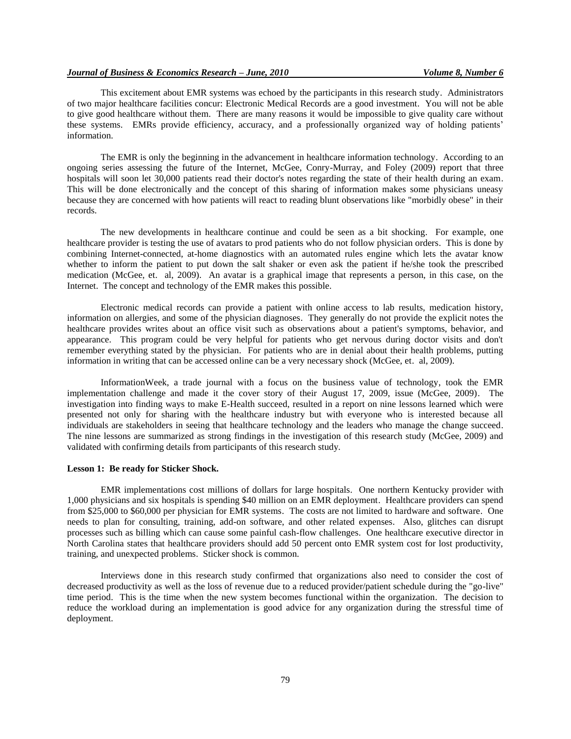This excitement about EMR systems was echoed by the participants in this research study. Administrators of two major healthcare facilities concur: Electronic Medical Records are a good investment. You will not be able to give good healthcare without them. There are many reasons it would be impossible to give quality care without these systems. EMRs provide efficiency, accuracy, and a professionally organized way of holding patients' information.

The EMR is only the beginning in the advancement in healthcare information technology. According to an ongoing series assessing the future of the Internet, McGee, Conry-Murray, and Foley (2009) report that three hospitals will soon let 30,000 patients read their doctor's notes regarding the state of their health during an exam. This will be done electronically and the concept of this sharing of information makes some physicians uneasy because they are concerned with how patients will react to reading blunt observations like "morbidly obese" in their records.

The new developments in healthcare continue and could be seen as a bit shocking. For example, one healthcare provider is testing the use of avatars to prod patients who do not follow physician orders. This is done by combining Internet-connected, at-home diagnostics with an automated rules engine which lets the avatar know whether to inform the patient to put down the salt shaker or even ask the patient if he/she took the prescribed medication (McGee, et. al, 2009). An avatar is a graphical image that represents a person, in this case, on the Internet. The concept and technology of the EMR makes this possible.

Electronic medical records can provide a patient with online access to lab results, medication history, information on allergies, and some of the physician diagnoses. They generally do not provide the explicit notes the healthcare provides writes about an office visit such as observations about a patient's symptoms, behavior, and appearance. This program could be very helpful for patients who get nervous during doctor visits and don't remember everything stated by the physician. For patients who are in denial about their health problems, putting information in writing that can be accessed online can be a very necessary shock (McGee, et. al, 2009).

InformationWeek, a trade journal with a focus on the business value of technology, took the EMR implementation challenge and made it the cover story of their August 17, 2009, issue (McGee, 2009). The investigation into finding ways to make E-Health succeed, resulted in a report on nine lessons learned which were presented not only for sharing with the healthcare industry but with everyone who is interested because all individuals are stakeholders in seeing that healthcare technology and the leaders who manage the change succeed. The nine lessons are summarized as strong findings in the investigation of this research study (McGee, 2009) and validated with confirming details from participants of this research study.

#### Lesson 1: Be ready for Sticker Shock.

EMR implementations cost millions of dollars for large hospitals. One northern Kentucky provider with 1,000 physicians and six hospitals is spending $40 million on an EMR deployment. Healthcare providers can spend from $25,000 to $60,000 per physician for EMR systems. The costs are not limited to hardware and software. One needs to plan for consulting, training, add-on software, and other related expenses. Also, glitches can disrupt processes such as billing which can cause some painful cash-flow challenges. One healthcare executive director in North Carolina states that healthcare providers should add 50 percent onto EMR system cost for lost productivity, training, and unexpected problems. Sticker shock is common.

Interviews done in this research study confirmed that organizations also need to consider the cost of decreased productivity as well as the loss of revenue due to a reduced provider/patient schedule during the "go-live" time period. This is the time when the new system becomes functional within the organization. The decision to reduce the workload during an implementation is good advice for any organization during the stressful time of deployment.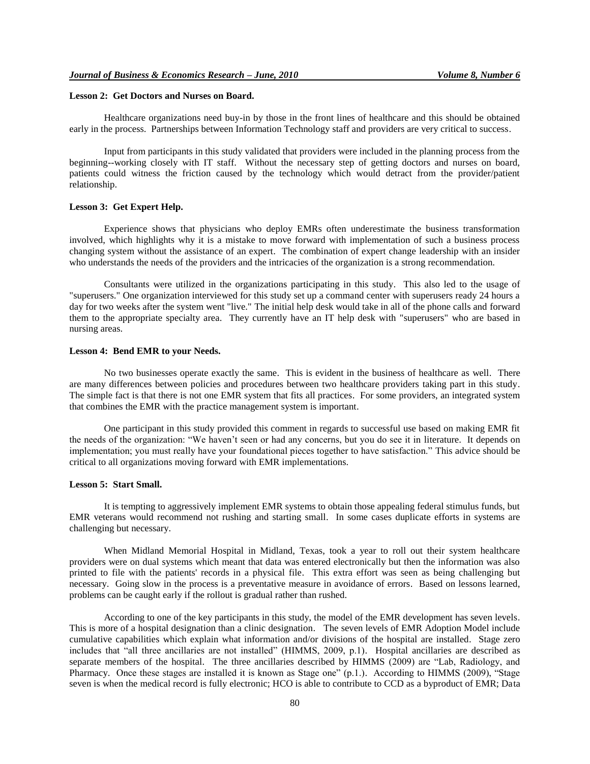**Lesson 2: Get Doctors and Nurses on Board.**

Healthcare organizations need buy-in by those in the front lines of healthcare and this should be obtained early in the process. Partnerships between Information Technology staff and providers are very critical to success.

Input from participants in this study validated that providers were included in the planning process from the beginning--working closely with IT staff. Without the necessary step of getting doctors and nurses on board, patients could witness the friction caused by the technology which would detract from the provider/patient relationship.

**Lesson 3: Get Expert Help.**

Experience shows that physicians who deploy EMRs often underestimate the business transformation involved, which highlights why it is a mistake to move forward with implementation of such a business process changing system without the assistance of an expert. The combination of expert change leadership with an insider who understands the needs of the providers and the intricacies of the organization is a strong recommendation.

Consultants were utilized in the organizations participating in this study. This also led to the usage of "superusers." One organization interviewed for this study set up a command center with superusers ready 24 hours a day for two weeks after the system went "live." The initial help desk would take in all of the phone calls and forward them to the appropriate specialty area. They currently have an IT help desk with "superusers" who are based in nursing areas.

**Lesson 4: Bend EMR to your Needs.**

No two businesses operate exactly the same. This is evident in the business of healthcare as well. There are many differences between policies and procedures between two healthcare providers taking part in this study. The simple fact is that there is not one EMR system that fits all practices. For some providers, an integrated system that combines the EMR with the practice management system is important.

One participant in this study provided this comment in regards to successful use based on making EMR fit the needs of the organization: "We haven't seen or had any concerns, but you do see it in literature. It depends on implementation; you must really have your foundational pieces together to have satisfaction." This advice should be critical to all organizations moving forward with EMR implementations.

**Lesson 5: Start Small.**

It is tempting to aggressively implement EMR systems to obtain those appealing federal stimulus funds, but EMR veterans would recommend not rushing and starting small. In some cases duplicate efforts in systems are challenging but necessary.

When Midland Memorial Hospital in Midland, Texas, took a year to roll out their system healthcare providers were on dual systems which meant that data was entered electronically but then the information was also printed to file with the patients' records in a physical file. This extra effort was seen as being challenging but necessary. Going slow in the process is a preventative measure in avoidance of errors. Based on lessons learned, problems can be caught early if the rollout is gradual rather than rushed.

According to one of the key participants in this study, the model of the EMR development has seven levels. This is more of a hospital designation than a clinic designation. The seven levels of EMR Adoption Model include cumulative capabilities which explain what information and/or divisions of the hospital are installed. Stage zero includes that "all three ancillaries are not installed" (HIMMS, 2009, p.1). Hospital ancillaries are described as separate members of the hospital. The three ancillaries described by HIMMS (2009) are "Lab, Radiology, and Pharmacy. Once these stages are installed it is known as Stage one" (p.1.). According to HIMMS (2009), "Stage seven is when the medical record is fully electronic; HCO is able to contribute to CCD as a byproduct of EMR; Data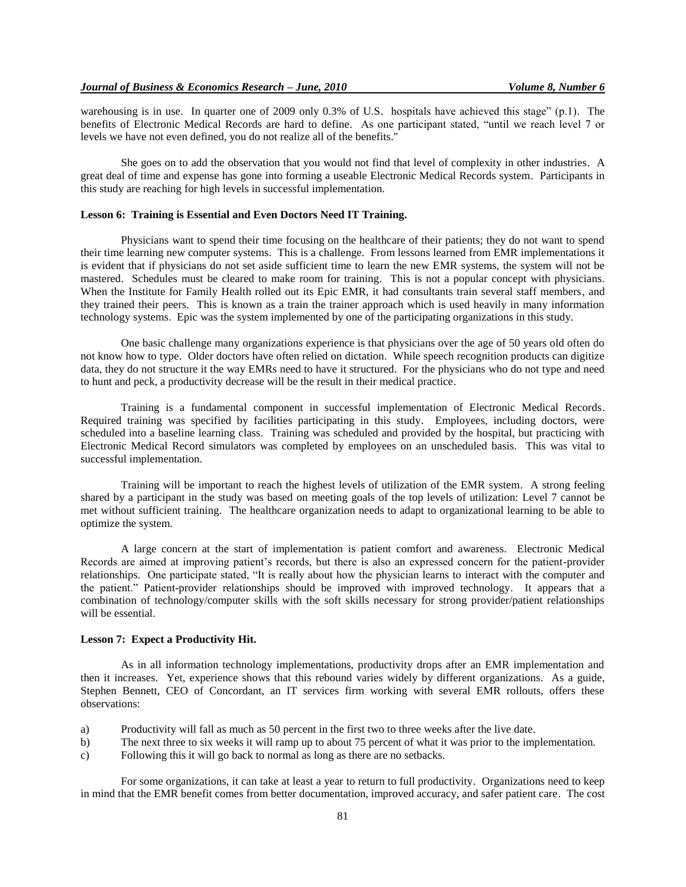warehousing is in use. In quarter one of 2009 only 0.3% of U.S. hospitals have achieved this stage" (p.1). The benefits of Electronic Medical Records are hard to define. As one participant stated, "until we reach level 7 or levels we have not even defined, you do not realize all of the benefits."

She goes on to add the observation that you would not find that level of complexity in other industries. A great deal of time and expense has gone into forming a useable Electronic Medical Records system. Participants in this study are reaching for high levels in successful implementation.

### Lesson 6: Training is Essential and Even Doctors Need IT Training.

Physicians want to spend their time focusing on the healthcare of their patients; they do not want to spend their time learning new computer systems. This is a challenge. From lessons learned from EMR implementations it is evident that if physicians do not set aside sufficient time to learn the new EMR systems, the system will not be mastered. Schedules must be cleared to make room for training. This is not a popular concept with physicians. When the Institute for Family Health rolled out its Epic EMR, it had consultants train several staff members, and they trained their peers. This is known as a train the trainer approach which is used heavily in many information technology systems. Epic was the system implemented by one of the participating organizations in this study.

One basic challenge many organizations experience is that physicians over the age of 50 years old often do not know how to type. Older doctors have often relied on dictation. While speech recognition products can digitize data, they do not structure it the way EMRs need to have it structured. For the physicians who do not type and need to hunt and peck, a productivity decrease will be the result in their medical practice.

Training is a fundamental component in successful implementation of Electronic Medical Records. Required training was specified by facilities participating in this study. Employees, including doctors, were scheduled into a baseline learning class. Training was scheduled and provided by the hospital, but practicing with Electronic Medical Record simulators was completed by employees on an unscheduled basis. This was vital to successful implementation.

Training will be important to reach the highest levels of utilization of the EMR system. A strong feeling shared by a participant in the study was based on meeting goals of the top levels of utilization: Level 7 cannot be met without sufficient training. The healthcare organization needs to adapt to organizational learning to be able to optimize the system.

A large concern at the start of implementation is patient comfort and awareness. Electronic Medical Records are aimed at improving patient's records, but there is also an expressed concern for the patient-provider relationships. One participate stated, "It is really about how the physician learns to interact with the computer and the patient." Patient-provider relationships should be improved with improved technology. It appears that a combination of technology/computer skills with the soft skills necessary for strong provider/patient relationships will be essential.

### Lesson 7: Expect a Productivity Hit.

As in all information technology implementations, productivity drops after an EMR implementation and then it increases. Yet, experience shows that this rebound varies widely by different organizations. As a guide, Stephen Bennett, CEO of Concordant, an IT services firm working with several EMR rollouts, offers these observations:

a) Productivity will fall as much as 50 percent in the first two to three weeks after the live date.
b) The next three to six weeks it will ramp up to about 75 percent of what it was prior to the implementation.
c) Following this it will go back to normal as long as there are no setbacks.

For some organizations, it can take at least a year to return to full productivity. Organizations need to keep in mind that the EMR benefit comes from better documentation, improved accuracy, and safer patient care. The cost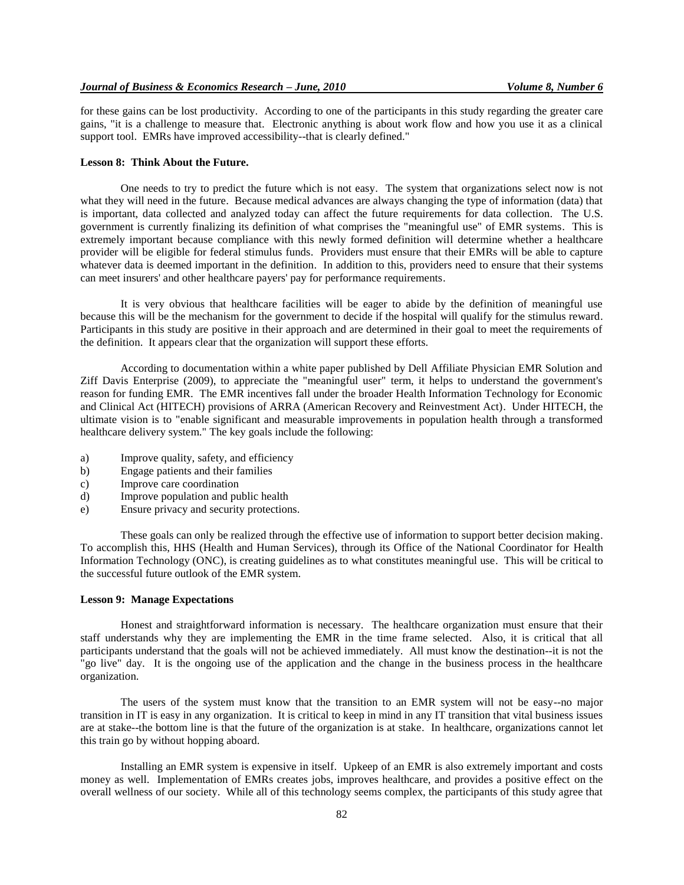for these gains can be lost productivity. According to one of the participants in this study regarding the greater care gains, "it is a challenge to measure that. Electronic anything is about work flow and how you use it as a clinical support tool. EMRs have improved accessibility--that is clearly defined."

**Lesson 8: Think About the Future.**

One needs to try to predict the future which is not easy. The system that organizations select now is not what they will need in the future. Because medical advances are always changing the type of information (data) that is important, data collected and analyzed today can affect the future requirements for data collection. The U.S. government is currently finalizing its definition of what comprises the "meaningful use" of EMR systems. This is extremely important because compliance with this newly formed definition will determine whether a healthcare provider will be eligible for federal stimulus funds. Providers must ensure that their EMRs will be able to capture whatever data is deemed important in the definition. In addition to this, providers need to ensure that their systems can meet insurers' and other healthcare payers' pay for performance requirements.

It is very obvious that healthcare facilities will be eager to abide by the definition of meaningful use because this will be the mechanism for the government to decide if the hospital will qualify for the stimulus reward. Participants in this study are positive in their approach and are determined in their goal to meet the requirements of the definition. It appears clear that the organization will support these efforts.

According to documentation within a white paper published by Dell Affiliate Physician EMR Solution and Ziff Davis Enterprise (2009), to appreciate the "meaningful user" term, it helps to understand the government's reason for funding EMR. The EMR incentives fall under the broader Health Information Technology for Economic and Clinical Act (HITECH) provisions of ARRA (American Recovery and Reinvestment Act). Under HITECH, the ultimate vision is to "enable significant and measurable improvements in population health through a transformed healthcare delivery system." The key goals include the following:

a) Improve quality, safety, and efficiency
b) Engage patients and their families
c) Improve care coordination
d) Improve population and public health
e) Ensure privacy and security protections.

These goals can only be realized through the effective use of information to support better decision making. To accomplish this, HHS (Health and Human Services), through its Office of the National Coordinator for Health Information Technology (ONC), is creating guidelines as to what constitutes meaningful use. This will be critical to the successful future outlook of the EMR system.

**Lesson 9: Manage Expectations**

Honest and straightforward information is necessary. The healthcare organization must ensure that their staff understands why they are implementing the EMR in the time frame selected. Also, it is critical that all participants understand that the goals will not be achieved immediately. All must know the destination--it is not the "go live" day. It is the ongoing use of the application and the change in the business process in the healthcare organization.

The users of the system must know that the transition to an EMR system will not be easy--no major transition in IT is easy in any organization. It is critical to keep in mind in any IT transition that vital business issues are at stake--the bottom line is that the future of the organization is at stake. In healthcare, organizations cannot let this train go by without hopping aboard.

Installing an EMR system is expensive in itself. Upkeep of an EMR is also extremely important and costs money as well. Implementation of EMRs creates jobs, improves healthcare, and provides a positive effect on the overall wellness of our society. While all of this technology seems complex, the participants of this study agree that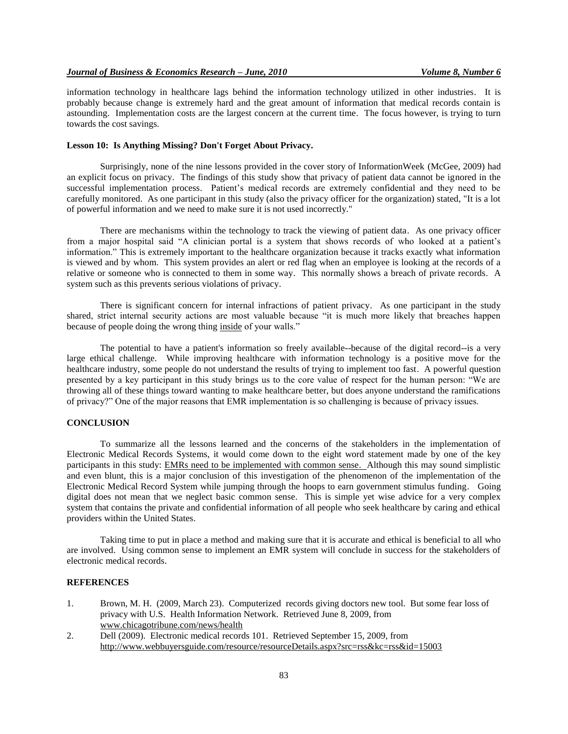information technology in healthcare lags behind the information technology utilized in other industries. It is probably because change is extremely hard and the great amount of information that medical records contain is astounding. Implementation costs are the largest concern at the current time. The focus however, is trying to turn towards the cost savings.

### Lesson 10: Is Anything Missing? Don't Forget About Privacy.

Surprisingly, none of the nine lessons provided in the cover story of InformationWeek (McGee, 2009) had an explicit focus on privacy. The findings of this study show that privacy of patient data cannot be ignored in the successful implementation process. Patient's medical records are extremely confidential and they need to be carefully monitored. As one participant in this study (also the privacy officer for the organization) stated, "It is a lot of powerful information and we need to make sure it is not used incorrectly."

There are mechanisms within the technology to track the viewing of patient data. As one privacy officer from a major hospital said "A clinician portal is a system that shows records of who looked at a patient's information." This is extremely important to the healthcare organization because it tracks exactly what information is viewed and by whom. This system provides an alert or red flag when an employee is looking at the records of a relative or someone who is connected to them in some way. This normally shows a breach of private records. A system such as this prevents serious violations of privacy.

There is significant concern for internal infractions of patient privacy. As one participant in the study shared, strict internal security actions are most valuable because "it is much more likely that breaches happen because of people doing the wrong thing <u>inside</u> of your walls."

The potential to have a patient's information so freely available--because of the digital record--is a very large ethical challenge. While improving healthcare with information technology is a positive move for the healthcare industry, some people do not understand the results of trying to implement too fast. A powerful question presented by a key participant in this study brings us to the core value of respect for the human person: "We are throwing all of these things toward wanting to make healthcare better, but does anyone understand the ramifications of privacy?" One of the major reasons that EMR implementation is so challenging is because of privacy issues.

## CONCLUSION

To summarize all the lessons learned and the concerns of the stakeholders in the implementation of Electronic Medical Records Systems, it would come down to the eight word statement made by one of the key participants in this study: <u>EMRs need to be implemented with common sense.</u> Although this may sound simplistic and even blunt, this is a major conclusion of this investigation of the phenomenon of the implementation of the Electronic Medical Record System while jumping through the hoops to earn government stimulus funding. Going digital does not mean that we neglect basic common sense. This is simple yet wise advice for a very complex system that contains the private and confidential information of all people who seek healthcare by caring and ethical providers within the United States.

Taking time to put in place a method and making sure that it is accurate and ethical is beneficial to all who are involved. Using common sense to implement an EMR system will conclude in success for the stakeholders of electronic medical records.

## REFERENCES

1. Brown, M. H. (2009, March 23). Computerized records giving doctors new tool. But some fear loss of privacy with U.S. Health Information Network. Retrieved June 8, 2009, from www.chicagotribune.com/news/health
2. Dell (2009). Electronic medical records 101. Retrieved September 15, 2009, from http://www.webbuyersguide.com/resource/resourceDetails.aspx?src=rss&kc=rss&id=15003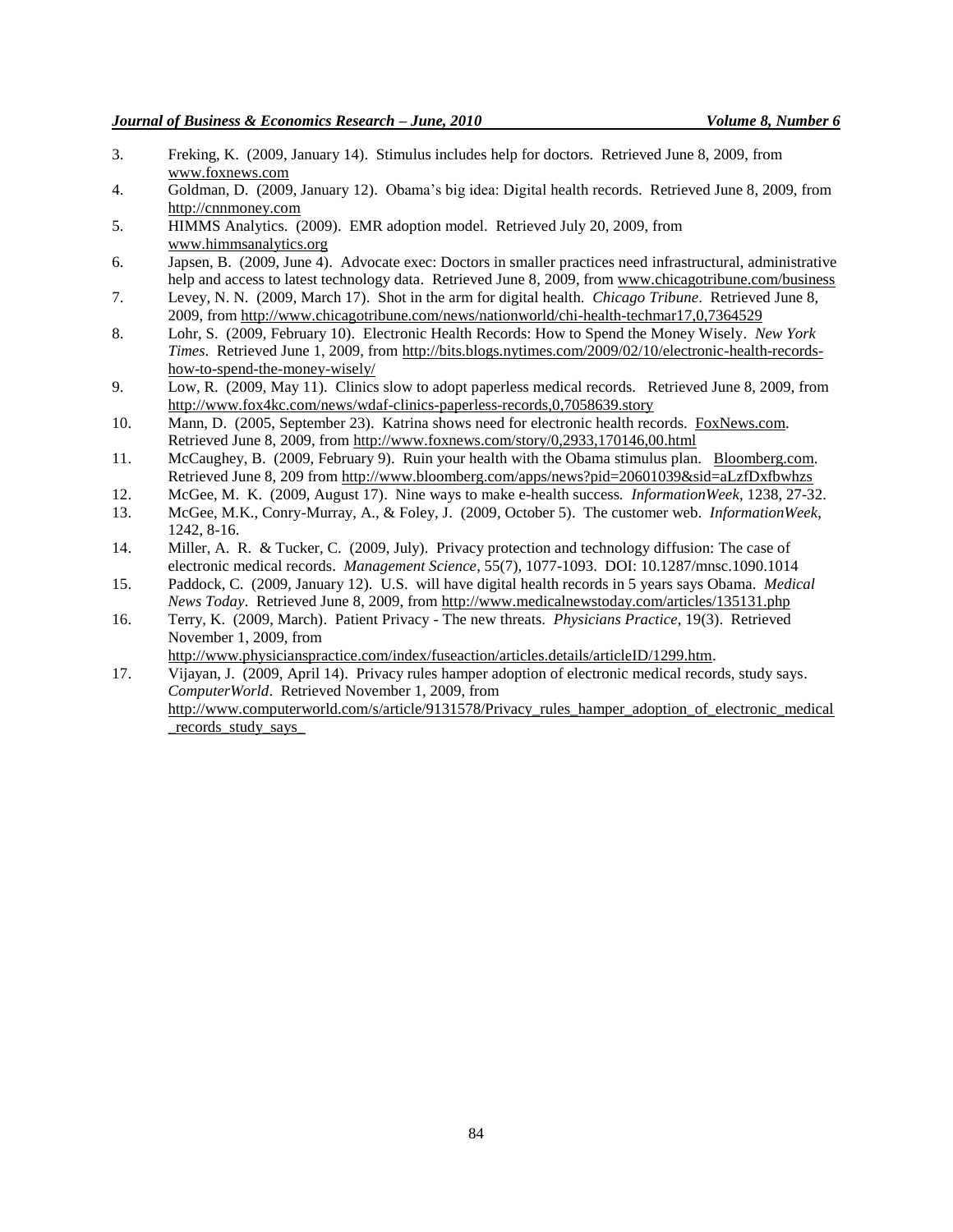3. Freking, K. (2009, January 14). Stimulus includes help for doctors. Retrieved June 8, 2009, from www.foxnews.com
4. Goldman, D. (2009, January 12). Obama's big idea: Digital health records. Retrieved June 8, 2009, from http://cnnmoney.com
5. HIMMS Analytics. (2009). EMR adoption model. Retrieved July 20, 2009, from www.himmsanalytics.org
6. Japsen, B. (2009, June 4). Advocate exec: Doctors in smaller practices need infrastructural, administrative help and access to latest technology data. Retrieved June 8, 2009, from www.chicagotribune.com/business
7. Levey, N. N. (2009, March 17). Shot in the arm for digital health. *Chicago Tribune*. Retrieved June 8, 2009, from http://www.chicagotribune.com/news/nationworld/chi-health-techmar17,0,7364529
8. Lohr, S. (2009, February 10). Electronic Health Records: How to Spend the Money Wisely. *New York Times*. Retrieved June 1, 2009, from http://bits.blogs.nytimes.com/2009/02/10/electronic-health-records-how-to-spend-the-money-wisely/
9. Low, R. (2009, May 11). Clinics slow to adopt paperless medical records. Retrieved June 8, 2009, from http://www.fox4kc.com/news/wdaf-clinics-paperless-records,0,7058639.story
10. Mann, D. (2005, September 23). Katrina shows need for electronic health records. FoxNews.com. Retrieved June 8, 2009, from http://www.foxnews.com/story/0,2933,170146,00.html
11. McCaughey, B. (2009, February 9). Ruin your health with the Obama stimulus plan. Bloomberg.com. Retrieved June 8, 209 from http://www.bloomberg.com/apps/news?pid=20601039&sid=aLzfDxfbwhzs
12. McGee, M. K. (2009, August 17). Nine ways to make e-health success. *InformationWeek*, 1238, 27-32.
13. McGee, M.K., Conry-Murray, A., & Foley, J. (2009, October 5). The customer web. *InformationWeek*, 1242, 8-16.
14. Miller, A. R. & Tucker, C. (2009, July). Privacy protection and technology diffusion: The case of electronic medical records. *Management Science*, 55(7), 1077-1093. DOI: 10.1287/mnsc.1090.1014
15. Paddock, C. (2009, January 12). U.S. will have digital health records in 5 years says Obama. *Medical News Today*. Retrieved June 8, 2009, from http://www.medicalnewstoday.com/articles/135131.php
16. Terry, K. (2009, March). Patient Privacy - The new threats. *Physicians Practice*, 19(3). Retrieved November 1, 2009, from http://www.physicianspractice.com/index/fuseaction/articles.details/articleID/1299.htm.
17. Vijayan, J. (2009, April 14). Privacy rules hamper adoption of electronic medical records, study says. *ComputerWorld*. Retrieved November 1, 2009, from http://www.computerworld.com/s/article/9131578/Privacy_rules_hamper_adoption_of_electronic_medical_records_study_says_